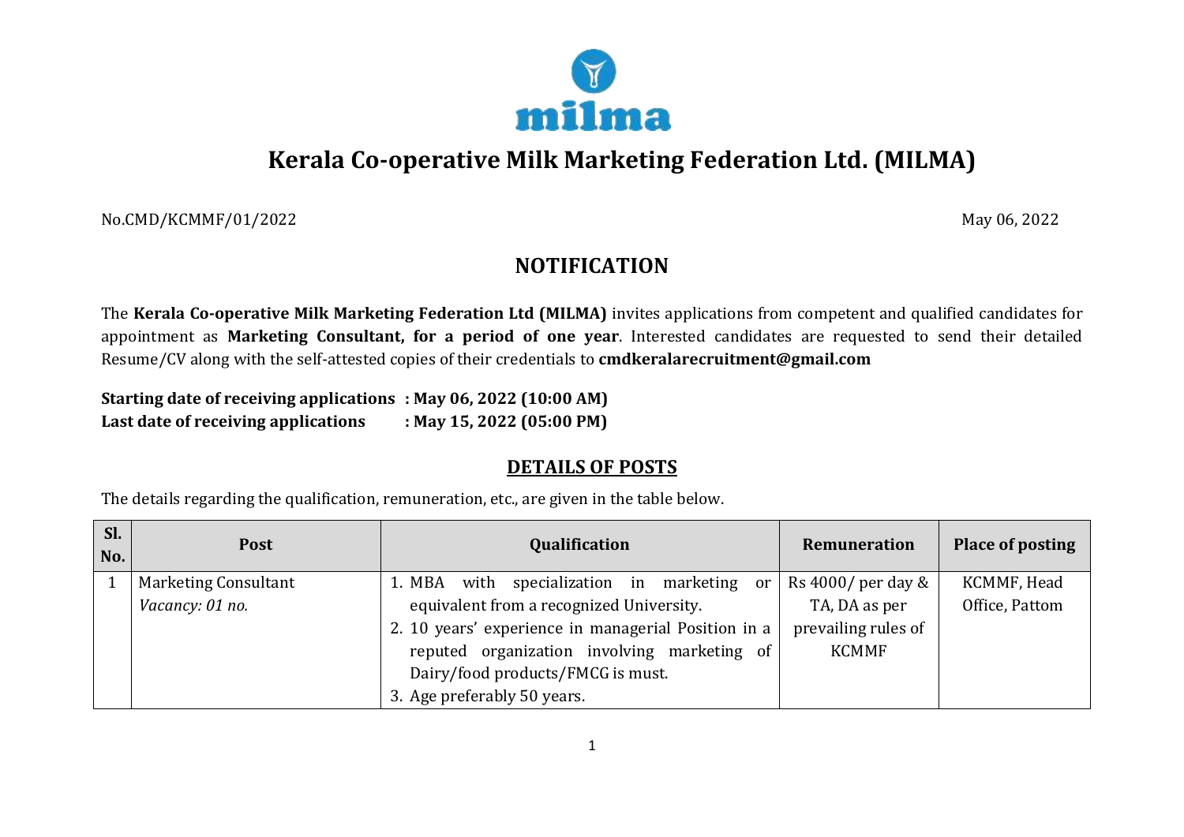# Kerala Co-operative Milk Marketing Federation Ltd. (MILMA)

No.CMD/KCMMF/01/2022

May 06, 2022

## NOTIFICATION

The **Kerala Co-operative Milk Marketing Federation Ltd (MILMA)** invites applications from competent and qualified candidates for appointment as **Marketing Consultant, for a period of one year**. Interested candidates are requested to send their detailed Resume/CV along with the self-attested copies of their credentials to **cmdkeralarecruitment@gmail.com**

**Starting date of receiving applications : May 06, 2022 (10:00 AM)**
**Last date of receiving applications : May 15, 2022 (05:00 PM)**

## DETAILS OF POSTS

The details regarding the qualification, remuneration, etc., are given in the table below.

| Sl. No. | Post | Qualification | Remuneration | Place of posting |
|---|---|---|---|---|
| 1 | Marketing Consultant<br>*Vacancy: 01 no.* | 1. MBA with specialization in marketing or equivalent from a recognized University.<br>2. 10 years' experience in managerial Position in a reputed organization involving marketing of Dairy/food products/FMCG is must.<br>3. Age preferably 50 years. | Rs 4000/ per day & TA, DA as per prevailing rules of KCMMF | KCMMF, Head Office, Pattom |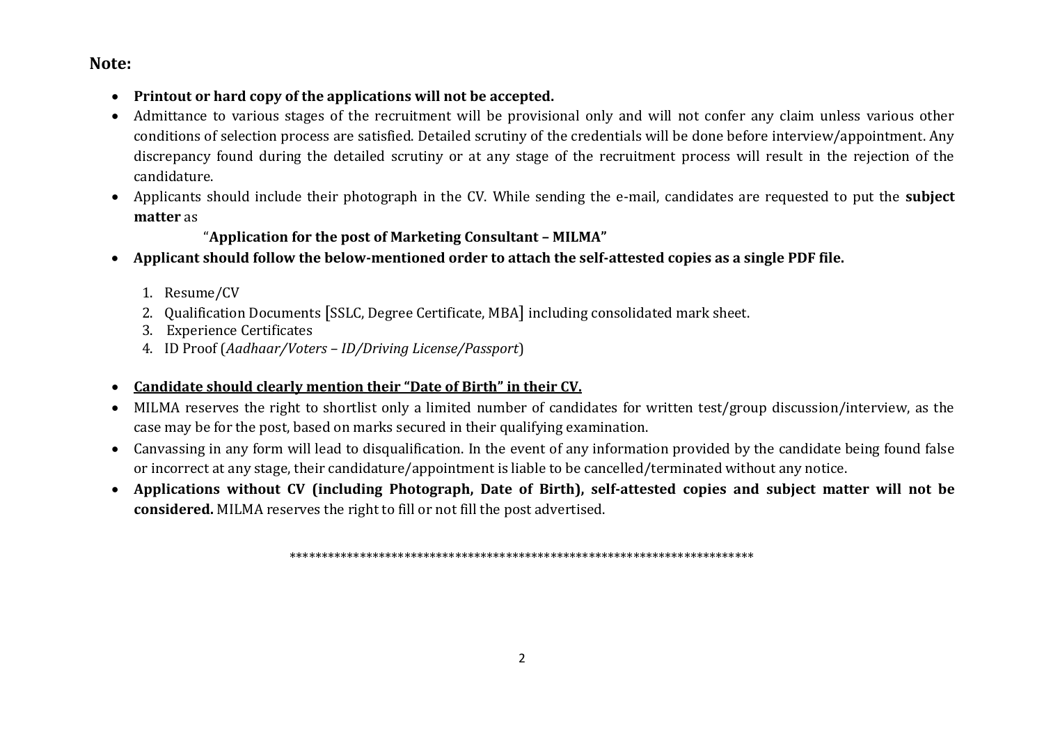**Note:**

- **Printout or hard copy of the applications will not be accepted.**
- Admittance to various stages of the recruitment will be provisional only and will not confer any claim unless various other conditions of selection process are satisfied. Detailed scrutiny of the credentials will be done before interview/appointment. Any discrepancy found during the detailed scrutiny or at any stage of the recruitment process will result in the rejection of the candidature.
- Applicants should include their photograph in the CV. While sending the e-mail, candidates are requested to put the **subject matter** as

  "**Application for the post of Marketing Consultant – MILMA"**
- **Applicant should follow the below-mentioned order to attach the self-attested copies as a single PDF file.**

  1. Resume/CV
  2. Qualification Documents [SSLC, Degree Certificate, MBA] including consolidated mark sheet.
  3. Experience Certificates
  4. ID Proof (*Aadhaar/Voters – ID/Driving License/Passport*)

- **<u>Candidate should clearly mention their "Date of Birth" in their CV.</u>**
- MILMA reserves the right to shortlist only a limited number of candidates for written test/group discussion/interview, as the case may be for the post, based on marks secured in their qualifying examination.
- Canvassing in any form will lead to disqualification. In the event of any information provided by the candidate being found false or incorrect at any stage, their candidature/appointment is liable to be cancelled/terminated without any notice.
- **Applications without CV (including Photograph, Date of Birth), self-attested copies and subject matter will not be considered.** MILMA reserves the right to fill or not fill the post advertised.

\*\*\*\*\*\*\*\*\*\*\*\*\*\*\*\*\*\*\*\*\*\*\*\*\*\*\*\*\*\*\*\*\*\*\*\*\*\*\*\*\*\*\*\*\*\*\*\*\*\*\*\*\*\*\*\*\*\*\*\*\*\*\*\*\*\*\*\*\*\*\*\*\*\*